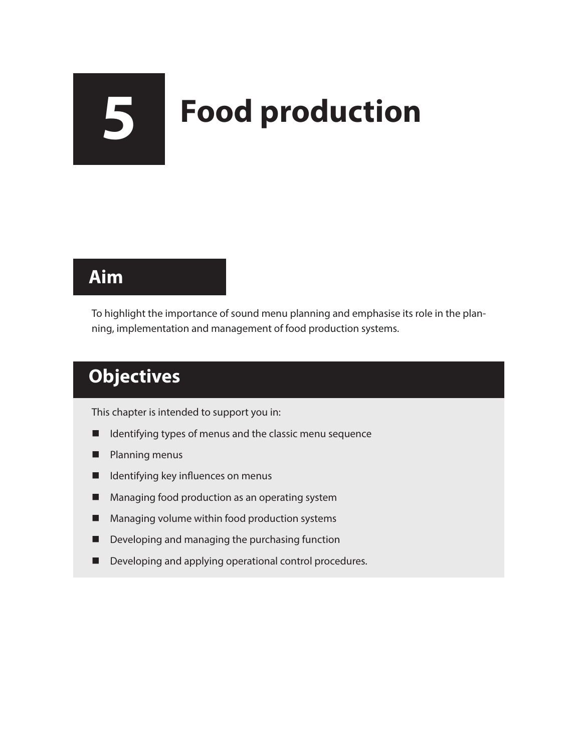# 5 Food production

## Aim

To highlight the importance of sound menu planning and emphasise its role in the planning, implementation and management of food production systems.

## Objectives

This chapter is intended to support you in:

- Identifying types of menus and the classic menu sequence
- Planning menus
- Identifying key influences on menus
- Managing food production as an operating system
- Managing volume within food production systems
- Developing and managing the purchasing function
- Developing and applying operational control procedures.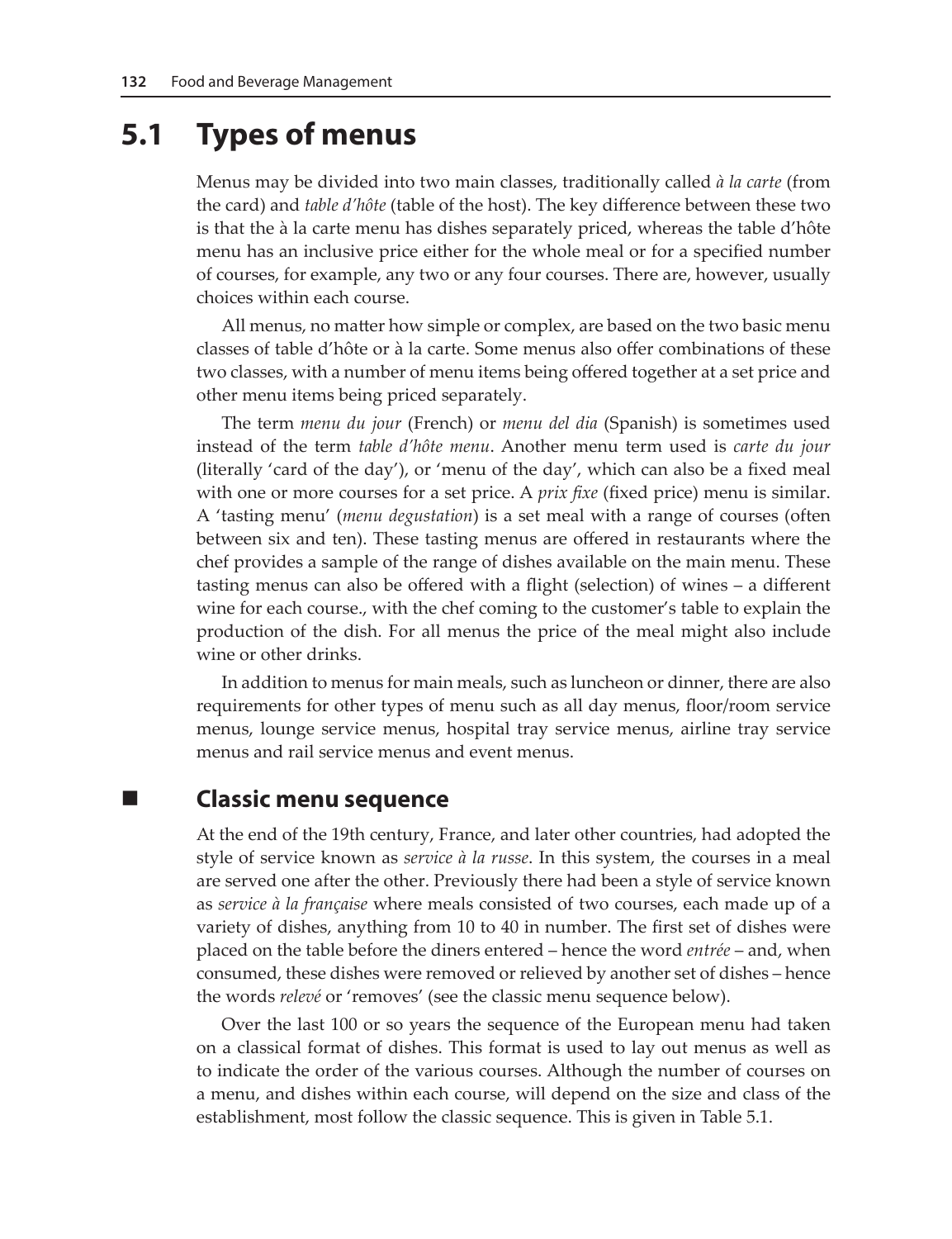## 5.1 Types of menus

Menus may be divided into two main classes, traditionally called *à la carte* (from the card) and *table d'hôte* (table of the host). The key difference between these two is that the à la carte menu has dishes separately priced, whereas the table d'hôte menu has an inclusive price either for the whole meal or for a specified number of courses, for example, any two or any four courses. There are, however, usually choices within each course.

All menus, no matter how simple or complex, are based on the two basic menu classes of table d'hôte or à la carte. Some menus also offer combinations of these two classes, with a number of menu items being offered together at a set price and other menu items being priced separately.

The term *menu du jour* (French) or *menu del dia* (Spanish) is sometimes used instead of the term *table d'hôte menu*. Another menu term used is *carte du jour* (literally 'card of the day'), or 'menu of the day', which can also be a fixed meal with one or more courses for a set price. A *prix fixe* (fixed price) menu is similar. A 'tasting menu' (*menu degustation*) is a set meal with a range of courses (often between six and ten). These tasting menus are offered in restaurants where the chef provides a sample of the range of dishes available on the main menu. These tasting menus can also be offered with a flight (selection) of wines – a different wine for each course., with the chef coming to the customer's table to explain the production of the dish. For all menus the price of the meal might also include wine or other drinks.

In addition to menus for main meals, such as luncheon or dinner, there are also requirements for other types of menu such as all day menus, floor/room service menus, lounge service menus, hospital tray service menus, airline tray service menus and rail service menus and event menus.

### Classic menu sequence

At the end of the 19th century, France, and later other countries, had adopted the style of service known as *service à la russe*. In this system, the courses in a meal are served one after the other. Previously there had been a style of service known as *service à la française* where meals consisted of two courses, each made up of a variety of dishes, anything from 10 to 40 in number. The first set of dishes were placed on the table before the diners entered – hence the word *entrée* – and, when consumed, these dishes were removed or relieved by another set of dishes – hence the words *relevé* or 'removes' (see the classic menu sequence below).

Over the last 100 or so years the sequence of the European menu had taken on a classical format of dishes. This format is used to lay out menus as well as to indicate the order of the various courses. Although the number of courses on a menu, and dishes within each course, will depend on the size and class of the establishment, most follow the classic sequence. This is given in Table 5.1.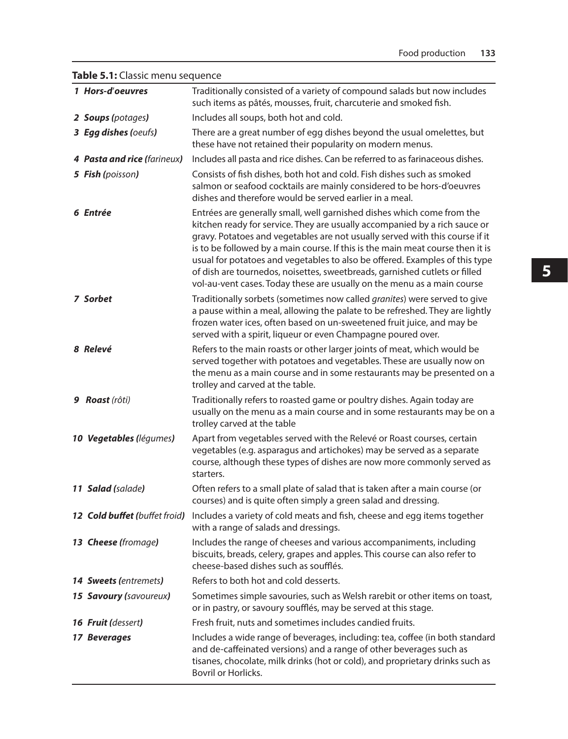**Table 5.1:** Classic menu sequence

| | |
|---|---|
| ***1 Hors-d'oeuvres*** | Traditionally consisted of a variety of compound salads but now includes such items as pâtés, mousses, fruit, charcuterie and smoked fish. |
| ***2 Soups (*****potages*****)*** | Includes all soups, both hot and cold. |
| ***3 Egg dishes (*****oeufs*****)*** | There are a great number of egg dishes beyond the usual omelettes, but these have not retained their popularity on modern menus. |
| ***4 Pasta and rice (*****farineux*****)*** | Includes all pasta and rice dishes. Can be referred to as farinaceous dishes. |
| ***5 Fish (*****poisson*****)*** | Consists of fish dishes, both hot and cold. Fish dishes such as smoked salmon or seafood cocktails are mainly considered to be hors-d'oeuvres dishes and therefore would be served earlier in a meal. |
| ***6 Entrée*** | Entrées are generally small, well garnished dishes which come from the kitchen ready for service. They are usually accompanied by a rich sauce or gravy. Potatoes and vegetables are not usually served with this course if it is to be followed by a main course. If this is the main meat course then it is usual for potatoes and vegetables to also be offered. Examples of this type of dish are tournedos, noisettes, sweetbreads, garnished cutlets or filled vol-au-vent cases. Today these are usually on the menu as a main course |
| ***7 Sorbet*** | Traditionally sorbets (sometimes now called *granites*) were served to give a pause within a meal, allowing the palate to be refreshed. They are lightly frozen water ices, often based on un-sweetened fruit juice, and may be served with a spirit, liqueur or even Champagne poured over. |
| ***8 Relevé*** | Refers to the main roasts or other larger joints of meat, which would be served together with potatoes and vegetables. These are usually now on the menu as a main course and in some restaurants may be presented on a trolley and carved at the table. |
| ***9 Roast*** *(rôti)* | Traditionally refers to roasted game or poultry dishes. Again today are usually on the menu as a main course and in some restaurants may be on a trolley carved at the table |
| ***10 Vegetables (*****légumes*****)*** | Apart from vegetables served with the Relevé or Roast courses, certain vegetables (e.g. asparagus and artichokes) may be served as a separate course, although these types of dishes are now more commonly served as starters. |
| ***11 Salad (*****salade*****)*** | Often refers to a small plate of salad that is taken after a main course (or courses) and is quite often simply a green salad and dressing. |
| ***12 Cold buffet (*****buffet froid*****)*** | Includes a variety of cold meats and fish, cheese and egg items together with a range of salads and dressings. |
| ***13 Cheese (*****fromage*****)*** | Includes the range of cheeses and various accompaniments, including biscuits, breads, celery, grapes and apples. This course can also refer to cheese-based dishes such as soufflés. |
| ***14 Sweets (*****entremets*****)*** | Refers to both hot and cold desserts. |
| ***15 Savoury (*****savoureux*****)*** | Sometimes simple savouries, such as Welsh rarebit or other items on toast, or in pastry, or savoury soufflés, may be served at this stage. |
| ***16 Fruit (*****dessert*****)*** | Fresh fruit, nuts and sometimes includes candied fruits. |
| ***17 Beverages*** | Includes a wide range of beverages, including: tea, coffee (in both standard and de-caffeinated versions) and a range of other beverages such as tisanes, chocolate, milk drinks (hot or cold), and proprietary drinks such as Bovril or Horlicks. |